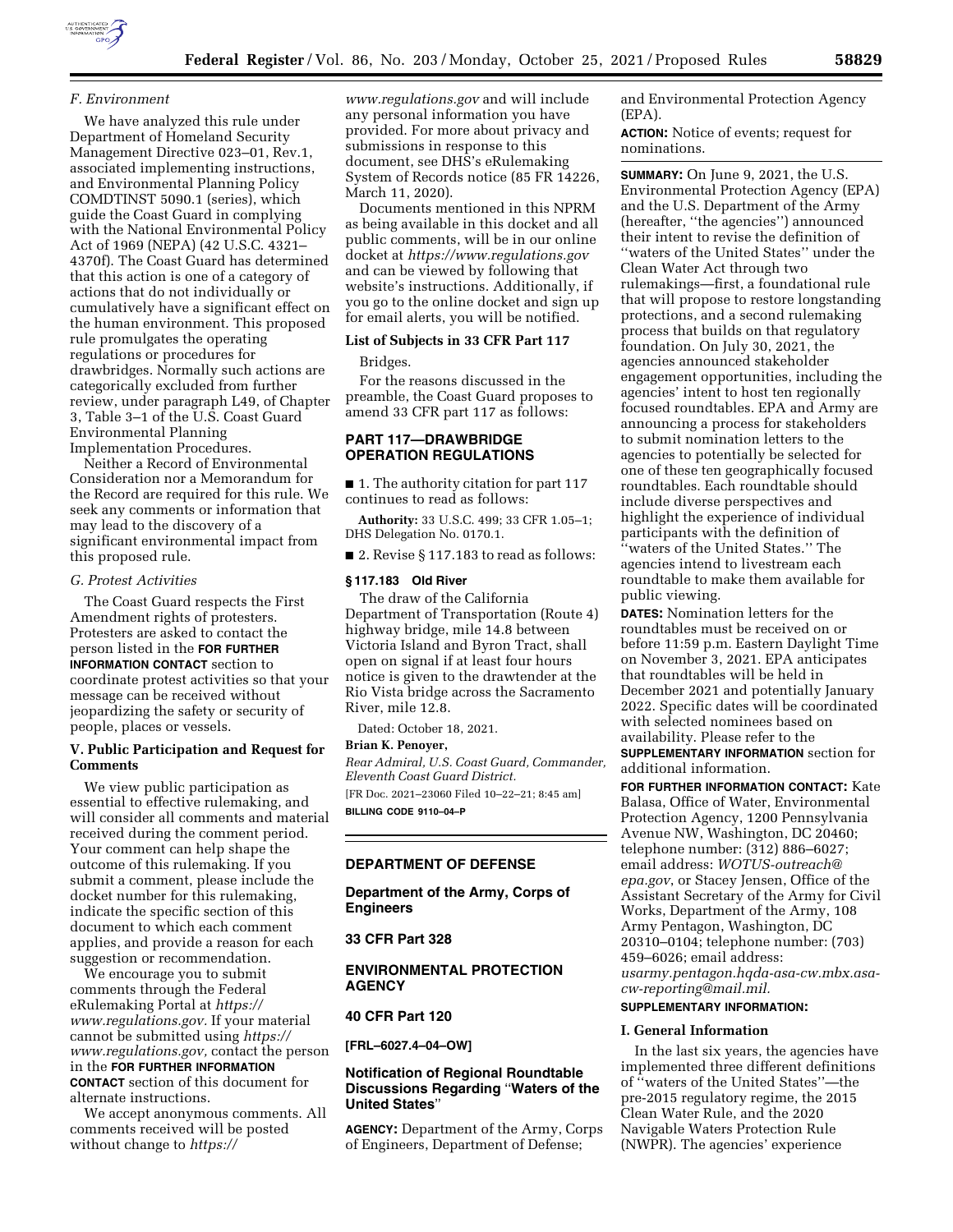### F. Environment

We have analyzed this rule under Department of Homeland Security Management Directive 023–01, Rev.1, associated implementing instructions, and Environmental Planning Policy COMDTINST 5090.1 (series), which guide the Coast Guard in complying with the National Environmental Policy Act of 1969 (NEPA) (42 U.S.C. 4321–4370f). The Coast Guard has determined that this action is one of a category of actions that do not individually or cumulatively have a significant effect on the human environment. This proposed rule promulgates the operating regulations or procedures for drawbridges. Normally such actions are categorically excluded from further review, under paragraph L49, of Chapter 3, Table 3–1 of the U.S. Coast Guard Environmental Planning Implementation Procedures.

Neither a Record of Environmental Consideration nor a Memorandum for the Record are required for this rule. We seek any comments or information that may lead to the discovery of a significant environmental impact from this proposed rule.

### G. Protest Activities

The Coast Guard respects the First Amendment rights of protesters. Protesters are asked to contact the person listed in the **FOR FURTHER INFORMATION CONTACT** section to coordinate protest activities so that your message can be received without jeopardizing the safety or security of people, places or vessels.

## V. Public Participation and Request for Comments

We view public participation as essential to effective rulemaking, and will consider all comments and material received during the comment period. Your comment can help shape the outcome of this rulemaking. If you submit a comment, please include the docket number for this rulemaking, indicate the specific section of this document to which each comment applies, and provide a reason for each suggestion or recommendation.

We encourage you to submit comments through the Federal eRulemaking Portal at *https://www.regulations.gov.* If your material cannot be submitted using *https://www.regulations.gov,* contact the person in the **FOR FURTHER INFORMATION CONTACT** section of this document for alternate instructions.

We accept anonymous comments. All comments received will be posted without change to *https://www.regulations.gov* and will include any personal information you have provided. For more about privacy and submissions in response to this document, see DHS's eRulemaking System of Records notice (85 FR 14226, March 11, 2020).

Documents mentioned in this NPRM as being available in this docket and all public comments, will be in our online docket at *https://www.regulations.gov* and can be viewed by following that website's instructions. Additionally, if you go to the online docket and sign up for email alerts, you will be notified.

### List of Subjects in 33 CFR Part 117

Bridges.

For the reasons discussed in the preamble, the Coast Guard proposes to amend 33 CFR part 117 as follows:

## PART 117—DRAWBRIDGE OPERATION REGULATIONS

■ 1. The authority citation for part 117 continues to read as follows:

**Authority:** 33 U.S.C. 499; 33 CFR 1.05–1; DHS Delegation No. 0170.1.

■ 2. Revise § 117.183 to read as follows:

### § 117.183 Old River

The draw of the California Department of Transportation (Route 4) highway bridge, mile 14.8 between Victoria Island and Byron Tract, shall open on signal if at least four hours notice is given to the drawtender at the Rio Vista bridge across the Sacramento River, mile 12.8.

Dated: October 18, 2021.

**Brian K. Penoyer,**

*Rear Admiral, U.S. Coast Guard, Commander, Eleventh Coast Guard District.*

[FR Doc. 2021–23060 Filed 10–22–21; 8:45 am]

**BILLING CODE 9110–04–P**

---

## DEPARTMENT OF DEFENSE

### Department of the Army, Corps of Engineers

### 33 CFR Part 328

## ENVIRONMENTAL PROTECTION AGENCY

### 40 CFR Part 120

**[FRL–6027.4–04–OW]**

### Notification of Regional Roundtable Discussions Regarding "Waters of the United States"

**AGENCY:** Department of the Army, Corps of Engineers, Department of Defense; and Environmental Protection Agency (EPA).

**ACTION:** Notice of events; request for nominations.

**SUMMARY:** On June 9, 2021, the U.S. Environmental Protection Agency (EPA) and the U.S. Department of the Army (hereafter, "the agencies") announced their intent to revise the definition of "waters of the United States" under the Clean Water Act through two rulemakings—first, a foundational rule that will propose to restore longstanding protections, and a second rulemaking process that builds on that regulatory foundation. On July 30, 2021, the agencies announced stakeholder engagement opportunities, including the agencies' intent to host ten regionally focused roundtables. EPA and Army are announcing a process for stakeholders to submit nomination letters to the agencies to potentially be selected for one of these ten geographically focused roundtables. Each roundtable should include diverse perspectives and highlight the experience of individual participants with the definition of "waters of the United States." The agencies intend to livestream each roundtable to make them available for public viewing.

**DATES:** Nomination letters for the roundtables must be received on or before 11:59 p.m. Eastern Daylight Time on November 3, 2021. EPA anticipates that roundtables will be held in December 2021 and potentially January 2022. Specific dates will be coordinated with selected nominees based on availability. Please refer to the **SUPPLEMENTARY INFORMATION** section for additional information.

**FOR FURTHER INFORMATION CONTACT:** Kate Balasa, Office of Water, Environmental Protection Agency, 1200 Pennsylvania Avenue NW, Washington, DC 20460; telephone number: (312) 886–6027; email address: *WOTUS-outreach@epa.gov*, or Stacey Jensen, Office of the Assistant Secretary of the Army for Civil Works, Department of the Army, 108 Army Pentagon, Washington, DC 20310–0104; telephone number: (703) 459–6026; email address: *usarmy.pentagon.hqda-asa-cw.mbx.asa-cw-reporting@mail.mil.*

**SUPPLEMENTARY INFORMATION:**

## I. General Information

In the last six years, the agencies have implemented three different definitions of "waters of the United States"—the pre-2015 regulatory regime, the 2015 Clean Water Rule, and the 2020 Navigable Waters Protection Rule (NWPR). The agencies' experience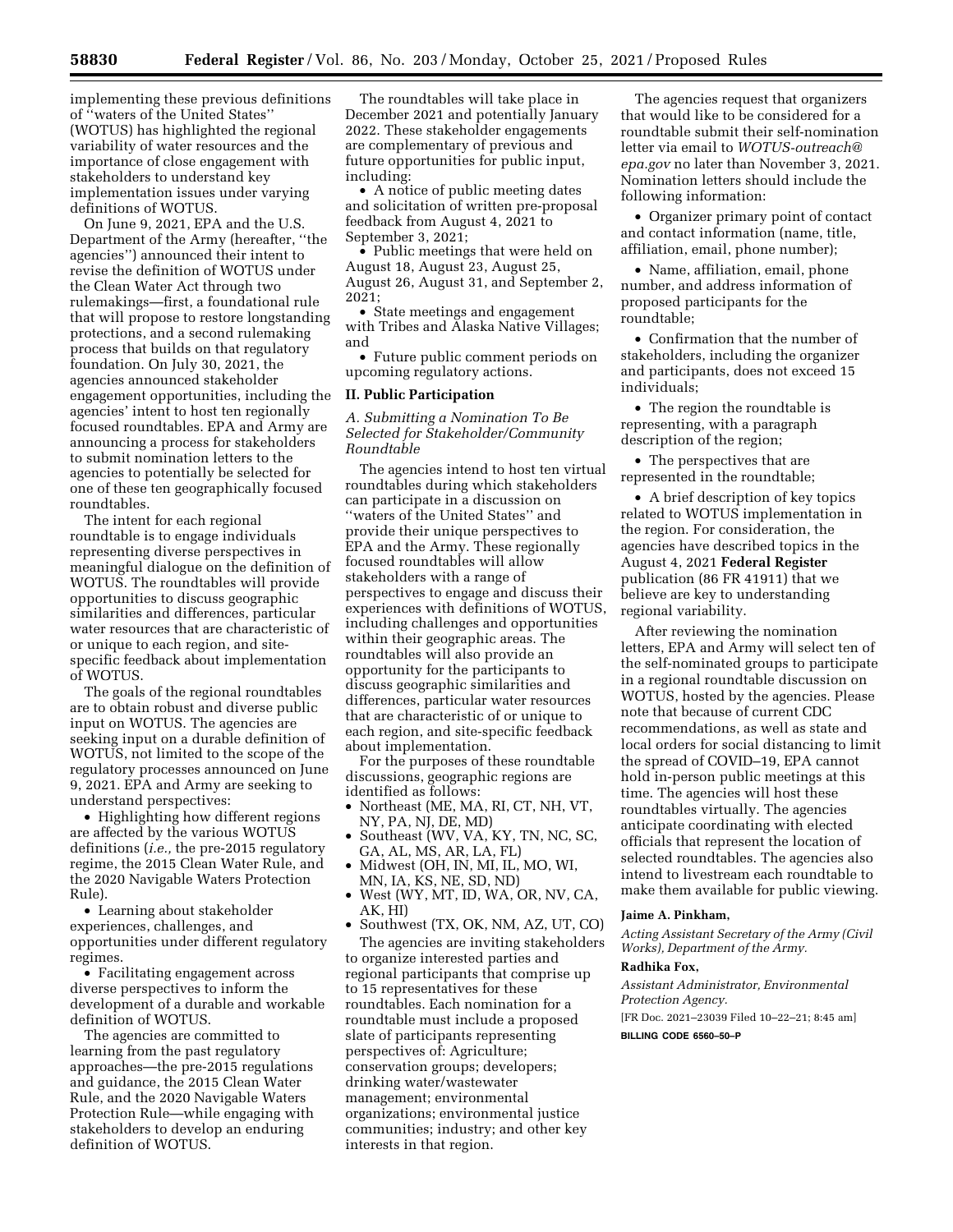implementing these previous definitions of "waters of the United States" (WOTUS) has highlighted the regional variability of water resources and the importance of close engagement with stakeholders to understand key implementation issues under varying definitions of WOTUS.

On June 9, 2021, EPA and the U.S. Department of the Army (hereafter, "the agencies") announced their intent to revise the definition of WOTUS under the Clean Water Act through two rulemakings—first, a foundational rule that will propose to restore longstanding protections, and a second rulemaking process that builds on that regulatory foundation. On July 30, 2021, the agencies announced stakeholder engagement opportunities, including the agencies' intent to host ten regionally focused roundtables. EPA and Army are announcing a process for stakeholders to submit nomination letters to the agencies to potentially be selected for one of these ten geographically focused roundtables.

The intent for each regional roundtable is to engage individuals representing diverse perspectives in meaningful dialogue on the definition of WOTUS. The roundtables will provide opportunities to discuss geographic similarities and differences, particular water resources that are characteristic of or unique to each region, and site-specific feedback about implementation of WOTUS.

The goals of the regional roundtables are to obtain robust and diverse public input on WOTUS. The agencies are seeking input on a durable definition of WOTUS, not limited to the scope of the regulatory processes announced on June 9, 2021. EPA and Army are seeking to understand perspectives:

- Highlighting how different regions are affected by the various WOTUS definitions (*i.e.,* the pre-2015 regulatory regime, the 2015 Clean Water Rule, and the 2020 Navigable Waters Protection Rule).
- Learning about stakeholder experiences, challenges, and opportunities under different regulatory regimes.
- Facilitating engagement across diverse perspectives to inform the development of a durable and workable definition of WOTUS.

The agencies are committed to learning from the past regulatory approaches—the pre-2015 regulations and guidance, the 2015 Clean Water Rule, and the 2020 Navigable Waters Protection Rule—while engaging with stakeholders to develop an enduring definition of WOTUS.

The roundtables will take place in December 2021 and potentially January 2022. These stakeholder engagements are complementary of previous and future opportunities for public input, including:

- A notice of public meeting dates and solicitation of written pre-proposal feedback from August 4, 2021 to September 3, 2021;
- Public meetings that were held on August 18, August 23, August 25, August 26, August 31, and September 2, 2021;
- State meetings and engagement with Tribes and Alaska Native Villages; and
- Future public comment periods on upcoming regulatory actions.

## II. Public Participation

### *A. Submitting a Nomination To Be Selected for Stakeholder/Community Roundtable*

The agencies intend to host ten virtual roundtables during which stakeholders can participate in a discussion on "waters of the United States" and provide their unique perspectives to EPA and the Army. These regionally focused roundtables will allow stakeholders with a range of perspectives to engage and discuss their experiences with definitions of WOTUS, including challenges and opportunities within their geographic areas. The roundtables will also provide an opportunity for the participants to discuss geographic similarities and differences, particular water resources that are characteristic of or unique to each region, and site-specific feedback about implementation.

For the purposes of these roundtable discussions, geographic regions are identified as follows:

- Northeast (ME, MA, RI, CT, NH, VT, NY, PA, NJ, DE, MD)
- Southeast (WV, VA, KY, TN, NC, SC, GA, AL, MS, AR, LA, FL)
- Midwest (OH, IN, MI, IL, MO, WI, MN, IA, KS, NE, SD, ND)
- West (WY, MT, ID, WA, OR, NV, CA, AK, HI)
- Southwest (TX, OK, NM, AZ, UT, CO)

The agencies are inviting stakeholders to organize interested parties and regional participants that comprise up to 15 representatives for these roundtables. Each nomination for a roundtable must include a proposed slate of participants representing perspectives of: Agriculture; conservation groups; developers; drinking water/wastewater management; environmental organizations; environmental justice communities; industry; and other key interests in that region.

The agencies request that organizers that would like to be considered for a roundtable submit their self-nomination letter via email to *WOTUS-outreach@epa.gov* no later than November 3, 2021. Nomination letters should include the following information:

- Organizer primary point of contact and contact information (name, title, affiliation, email, phone number);
- Name, affiliation, email, phone number, and address information of proposed participants for the roundtable;
- Confirmation that the number of stakeholders, including the organizer and participants, does not exceed 15 individuals;
- The region the roundtable is representing, with a paragraph description of the region;
- The perspectives that are represented in the roundtable;
- A brief description of key topics related to WOTUS implementation in the region. For consideration, the agencies have described topics in the August 4, 2021 **Federal Register** publication (86 FR 41911) that we believe are key to understanding regional variability.

After reviewing the nomination letters, EPA and Army will select ten of the self-nominated groups to participate in a regional roundtable discussion on WOTUS, hosted by the agencies. Please note that because of current CDC recommendations, as well as state and local orders for social distancing to limit the spread of COVID–19, EPA cannot hold in-person public meetings at this time. The agencies will host these roundtables virtually. The agencies anticipate coordinating with elected officials that represent the location of selected roundtables. The agencies also intend to livestream each roundtable to make them available for public viewing.

**Jaime A. Pinkham,**

*Acting Assistant Secretary of the Army (Civil Works), Department of the Army.*

**Radhika Fox,**

*Assistant Administrator, Environmental Protection Agency.*

[FR Doc. 2021–23039 Filed 10–22–21; 8:45 am]

**BILLING CODE 6560–50–P**